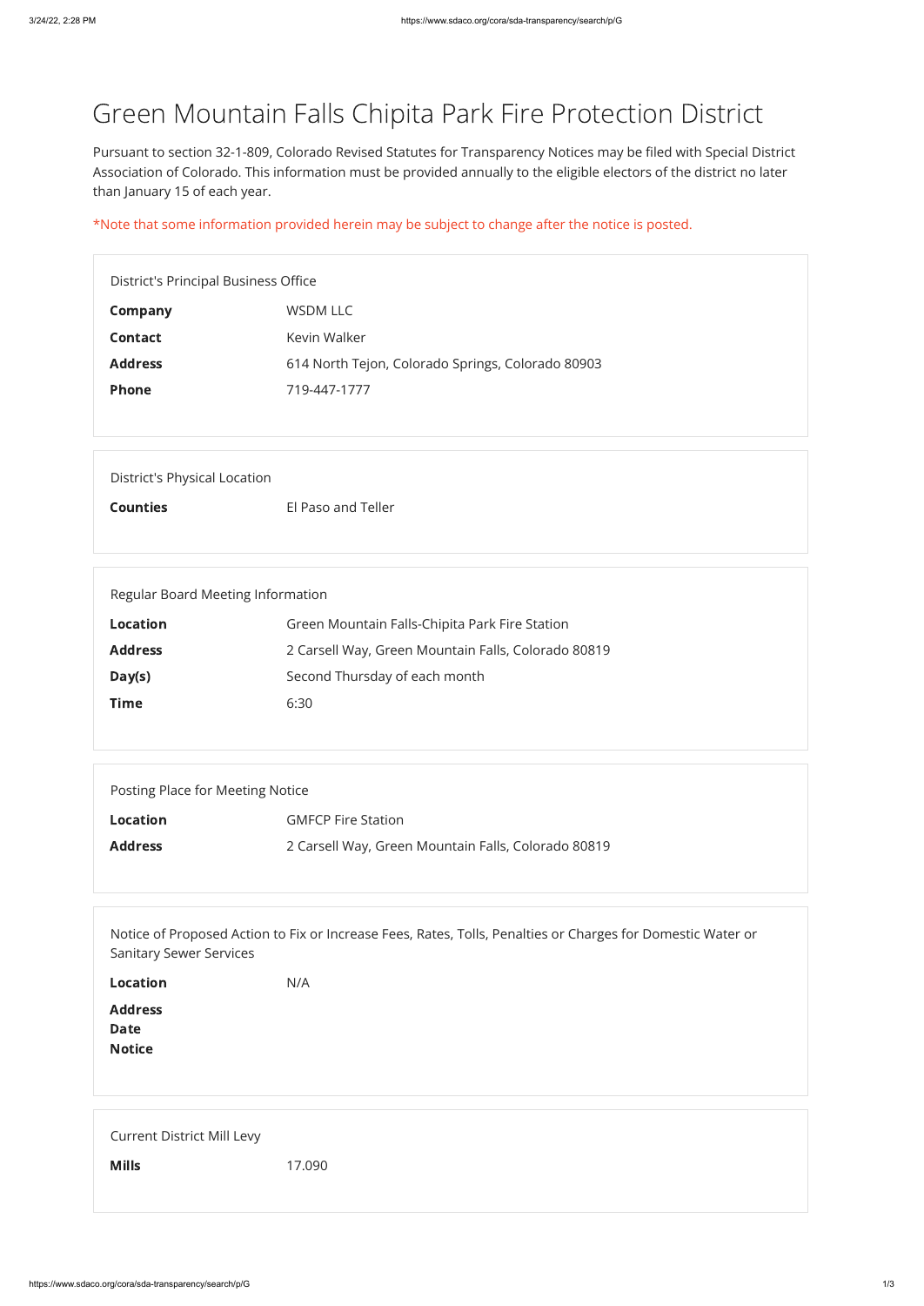# Green Mountain Falls Chipita Park Fire Protection District

Pursuant to section 32-1-809, Colorado Revised Statutes for Transparency Notices may be filed with Special District Association of Colorado. This information must be provided annually to the eligible electors of the district no later than January 15 of each year.

*Note that some information provided herein may be subject to change after the notice is posted.

## District's Principal Business Office

| | |
|---|---|
| **Company** | WSDM LLC |
| **Contact** | Kevin Walker |
| **Address** | 614 North Tejon, Colorado Springs, Colorado 80903 |
| **Phone** | 719-447-1777 |

## District's Physical Location

| | |
|---|---|
| **Counties** | El Paso and Teller |

## Regular Board Meeting Information

| | |
|---|---|
| **Location** | Green Mountain Falls-Chipita Park Fire Station |
| **Address** | 2 Carsell Way, Green Mountain Falls, Colorado 80819 |
| **Day(s)** | Second Thursday of each month |
| **Time** | 6:30 |

## Posting Place for Meeting Notice

| | |
|---|---|
| **Location** | GMFCP Fire Station |
| **Address** | 2 Carsell Way, Green Mountain Falls, Colorado 80819 |

## Notice of Proposed Action to Fix or Increase Fees, Rates, Tolls, Penalties or Charges for Domestic Water or Sanitary Sewer Services

| | |
|---|---|
| **Location** | N/A |
| **Address** | |
| **Date** | |
| **Notice** | |

## Current District Mill Levy

| | |
|---|---|
| **Mills** | 17.090 |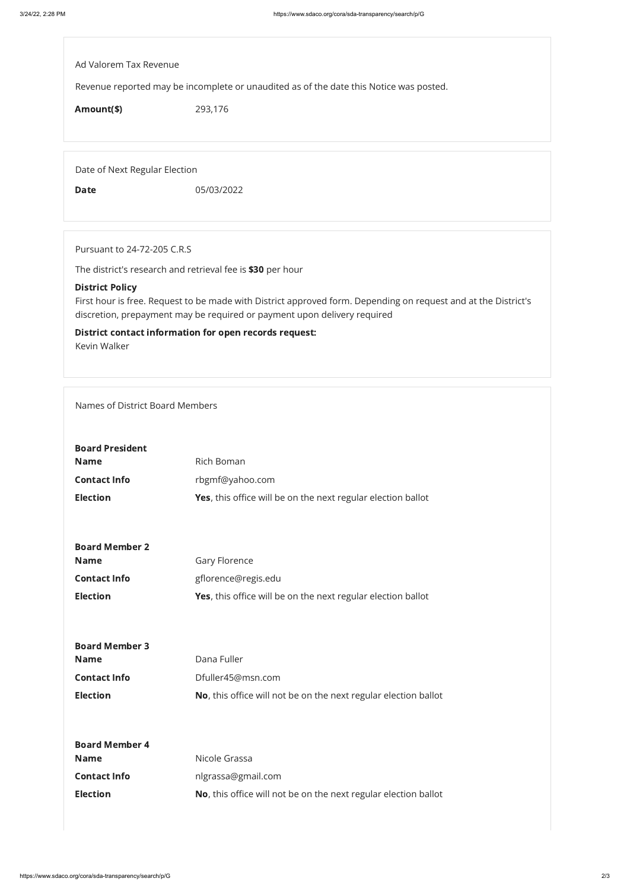Ad Valorem Tax Revenue

Revenue reported may be incomplete or unaudited as of the date this Notice was posted.

| | |
|---|---|
| **Amount($)** | 293,176 |

Date of Next Regular Election

| | |
|---|---|
| **Date** | 05/03/2022 |

Pursuant to 24-72-205 C.R.S

The district's research and retrieval fee is **$30** per hour

**District Policy**

First hour is free. Request to be made with District approved form. Depending on request and at the District's discretion, prepayment may be required or payment upon delivery required

**District contact information for open records request:**

Kevin Walker

Names of District Board Members

**Board President**

| | |
|---|---|
| **Name** | Rich Boman |
| **Contact Info** | rbgmf@yahoo.com |
| **Election** | **Yes**, this office will be on the next regular election ballot |

**Board Member 2**

| | |
|---|---|
| **Name** | Gary Florence |
| **Contact Info** | gflorence@regis.edu |
| **Election** | **Yes**, this office will be on the next regular election ballot |

**Board Member 3**

| | |
|---|---|
| **Name** | Dana Fuller |
| **Contact Info** | Dfuller45@msn.com |
| **Election** | **No**, this office will not be on the next regular election ballot |

**Board Member 4**

| | |
|---|---|
| **Name** | Nicole Grassa |
| **Contact Info** | nlgrassa@gmail.com |
| **Election** | **No**, this office will not be on the next regular election ballot |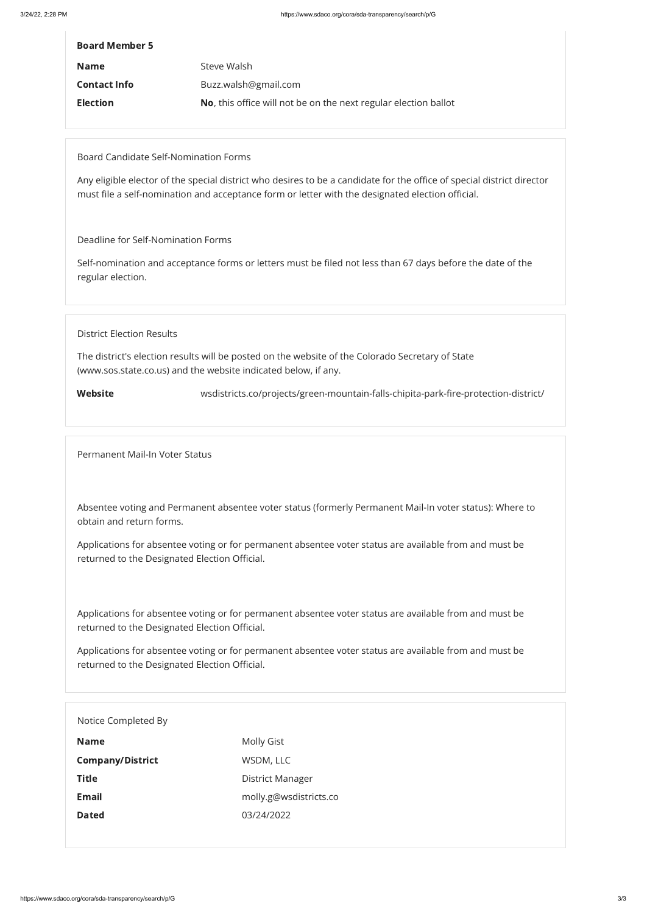**Board Member 5**

| | |
|---|---|
| **Name** | Steve Walsh |
| **Contact Info** | Buzz.walsh@gmail.com |
| **Election** | **No**, this office will not be on the next regular election ballot |

Board Candidate Self-Nomination Forms

Any eligible elector of the special district who desires to be a candidate for the office of special district director must file a self-nomination and acceptance form or letter with the designated election official.

Deadline for Self-Nomination Forms

Self-nomination and acceptance forms or letters must be filed not less than 67 days before the date of the regular election.

District Election Results

The district's election results will be posted on the website of the Colorado Secretary of State (www.sos.state.co.us) and the website indicated below, if any.

| | |
|---|---|
| **Website** | wsdistricts.co/projects/green-mountain-falls-chipita-park-fire-protection-district/ |

Permanent Mail-In Voter Status

Absentee voting and Permanent absentee voter status (formerly Permanent Mail-In voter status): Where to obtain and return forms.

Applications for absentee voting or for permanent absentee voter status are available from and must be returned to the Designated Election Official.

Applications for absentee voting or for permanent absentee voter status are available from and must be returned to the Designated Election Official.

Applications for absentee voting or for permanent absentee voter status are available from and must be returned to the Designated Election Official.

Notice Completed By

| | |
|---|---|
| **Name** | Molly Gist |
| **Company/District** | WSDM, LLC |
| **Title** | District Manager |
| **Email** | molly.g@wsdistricts.co |
| **Dated** | 03/24/2022 |